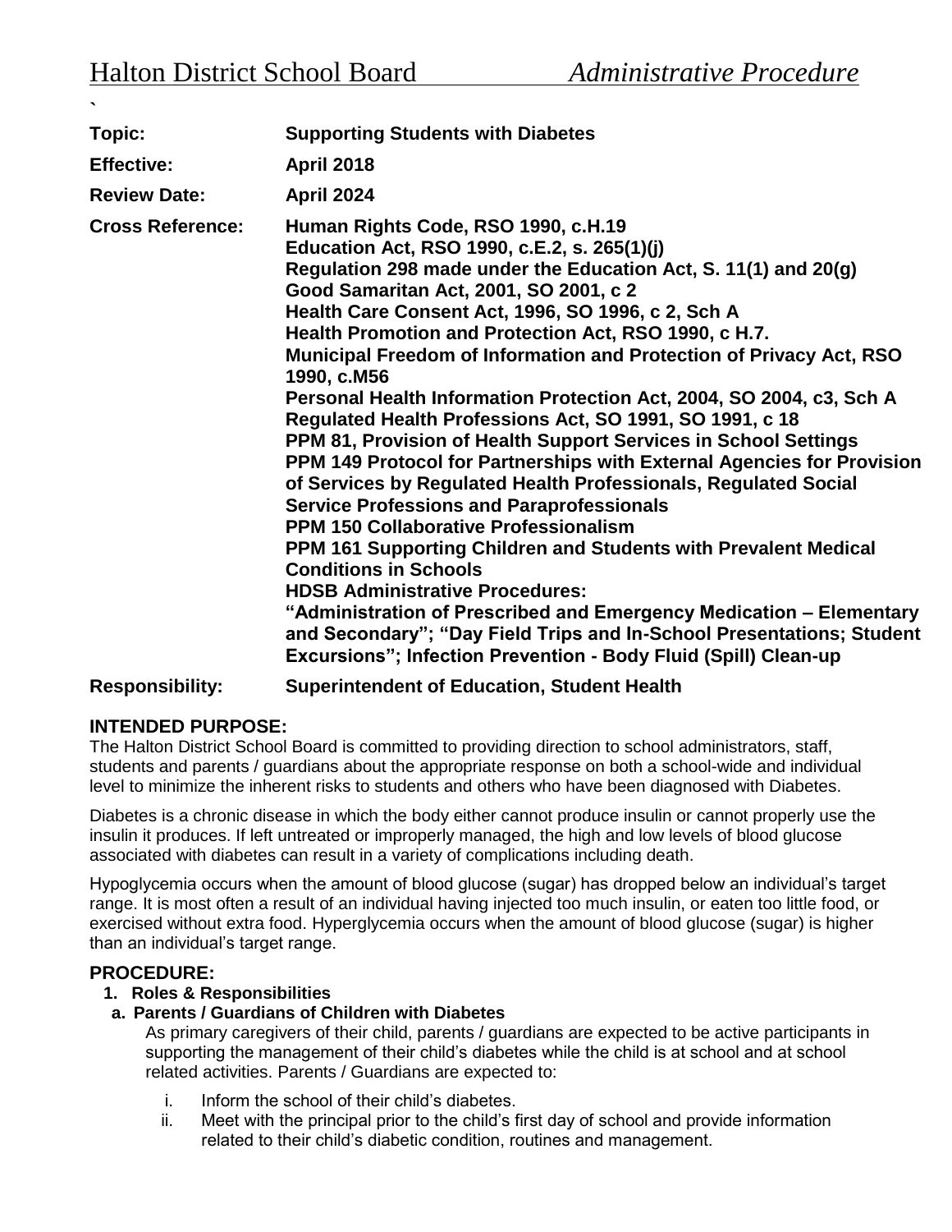# Halton District School Board *Administrative Procedure*

`

| | |
|---|---|
| **Topic:** | **Supporting Students with Diabetes** |
| **Effective:** | **April 2018** |
| **Review Date:** | **April 2024** |
| **Cross Reference:** | **Human Rights Code, RSO 1990, c.H.19**<br>**Education Act, RSO 1990, c.E.2, s. 265(1)(j)**<br>**Regulation 298 made under the Education Act, S. 11(1) and 20(g)**<br>**Good Samaritan Act, 2001, SO 2001, c 2**<br>**Health Care Consent Act, 1996, SO 1996, c 2, Sch A**<br>**Health Promotion and Protection Act, RSO 1990, c H.7.**<br>**Municipal Freedom of Information and Protection of Privacy Act, RSO 1990, c.M56**<br>**Personal Health Information Protection Act, 2004, SO 2004, c3, Sch A**<br>**Regulated Health Professions Act, SO 1991, SO 1991, c 18**<br>**PPM 81, Provision of Health Support Services in School Settings**<br>**PPM 149 Protocol for Partnerships with External Agencies for Provision of Services by Regulated Health Professionals, Regulated Social Service Professions and Paraprofessionals**<br>**PPM 150 Collaborative Professionalism**<br>**PPM 161 Supporting Children and Students with Prevalent Medical Conditions in Schools**<br>**HDSB Administrative Procedures:**<br>**"Administration of Prescribed and Emergency Medication – Elementary and Secondary"; "Day Field Trips and In-School Presentations; Student Excursions"; Infection Prevention - Body Fluid (Spill) Clean-up** |
| **Responsibility:** | **Superintendent of Education, Student Health** |

## INTENDED PURPOSE:

The Halton District School Board is committed to providing direction to school administrators, staff, students and parents / guardians about the appropriate response on both a school-wide and individual level to minimize the inherent risks to students and others who have been diagnosed with Diabetes.

Diabetes is a chronic disease in which the body either cannot produce insulin or cannot properly use the insulin it produces. If left untreated or improperly managed, the high and low levels of blood glucose associated with diabetes can result in a variety of complications including death.

Hypoglycemia occurs when the amount of blood glucose (sugar) has dropped below an individual's target range. It is most often a result of an individual having injected too much insulin, or eaten too little food, or exercised without extra food. Hyperglycemia occurs when the amount of blood glucose (sugar) is higher than an individual's target range.

## PROCEDURE:

### 1. Roles & Responsibilities

#### a. Parents / Guardians of Children with Diabetes

As primary caregivers of their child, parents / guardians are expected to be active participants in supporting the management of their child's diabetes while the child is at school and at school related activities. Parents / Guardians are expected to:

i. Inform the school of their child's diabetes.

ii. Meet with the principal prior to the child's first day of school and provide information related to their child's diabetic condition, routines and management.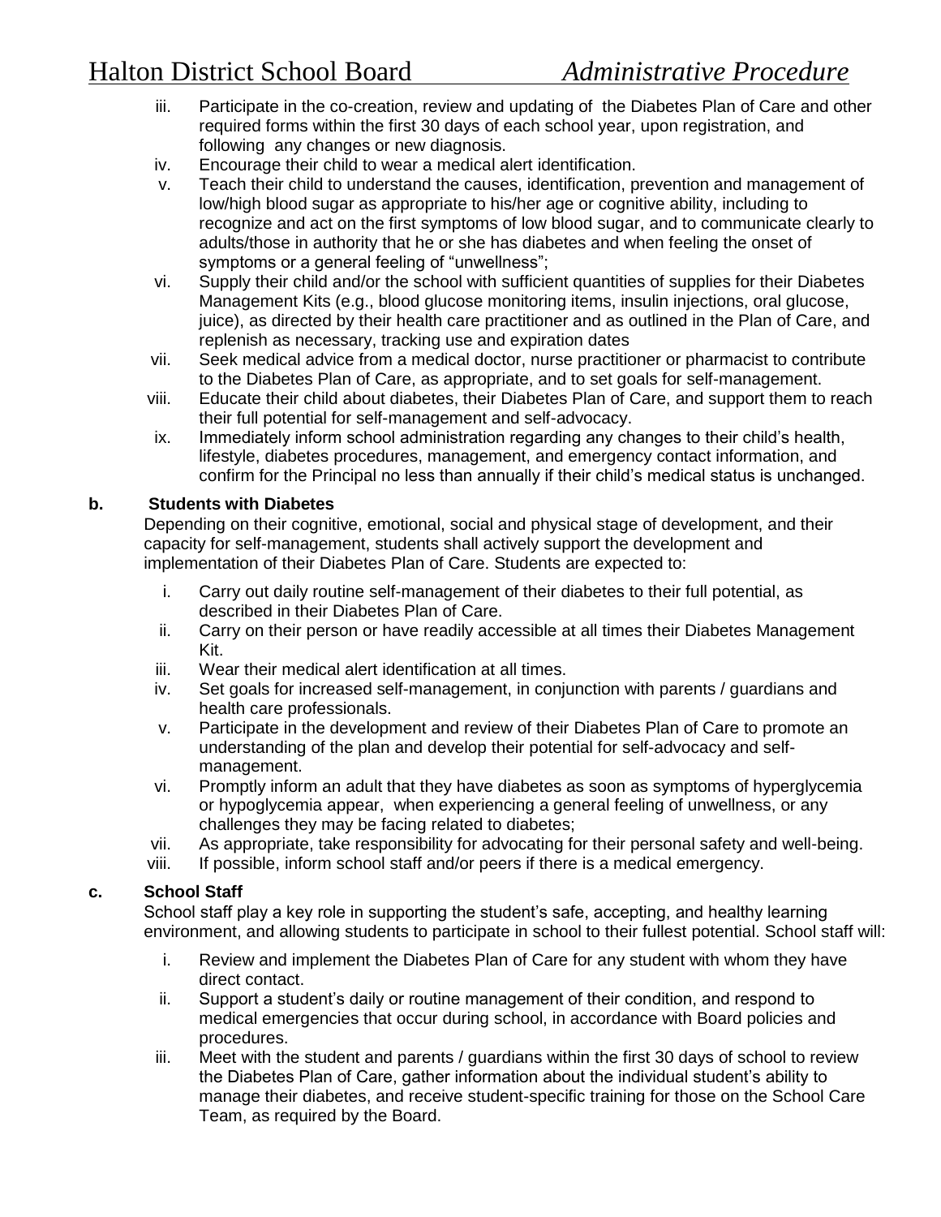iii. Participate in the co-creation, review and updating of the Diabetes Plan of Care and other required forms within the first 30 days of each school year, upon registration, and following any changes or new diagnosis.
iv. Encourage their child to wear a medical alert identification.
v. Teach their child to understand the causes, identification, prevention and management of low/high blood sugar as appropriate to his/her age or cognitive ability, including to recognize and act on the first symptoms of low blood sugar, and to communicate clearly to adults/those in authority that he or she has diabetes and when feeling the onset of symptoms or a general feeling of "unwellness";
vi. Supply their child and/or the school with sufficient quantities of supplies for their Diabetes Management Kits (e.g., blood glucose monitoring items, insulin injections, oral glucose, juice), as directed by their health care practitioner and as outlined in the Plan of Care, and replenish as necessary, tracking use and expiration dates
vii. Seek medical advice from a medical doctor, nurse practitioner or pharmacist to contribute to the Diabetes Plan of Care, as appropriate, and to set goals for self-management.
viii. Educate their child about diabetes, their Diabetes Plan of Care, and support them to reach their full potential for self-management and self-advocacy.
ix. Immediately inform school administration regarding any changes to their child's health, lifestyle, diabetes procedures, management, and emergency contact information, and confirm for the Principal no less than annually if their child's medical status is unchanged.

**b. Students with Diabetes**

Depending on their cognitive, emotional, social and physical stage of development, and their capacity for self-management, students shall actively support the development and implementation of their Diabetes Plan of Care. Students are expected to:

i. Carry out daily routine self-management of their diabetes to their full potential, as described in their Diabetes Plan of Care.
ii. Carry on their person or have readily accessible at all times their Diabetes Management Kit.
iii. Wear their medical alert identification at all times.
iv. Set goals for increased self-management, in conjunction with parents / guardians and health care professionals.
v. Participate in the development and review of their Diabetes Plan of Care to promote an understanding of the plan and develop their potential for self-advocacy and self-management.
vi. Promptly inform an adult that they have diabetes as soon as symptoms of hyperglycemia or hypoglycemia appear, when experiencing a general feeling of unwellness, or any challenges they may be facing related to diabetes;
vii. As appropriate, take responsibility for advocating for their personal safety and well-being.
viii. If possible, inform school staff and/or peers if there is a medical emergency.

**c. School Staff**

School staff play a key role in supporting the student's safe, accepting, and healthy learning environment, and allowing students to participate in school to their fullest potential. School staff will:

i. Review and implement the Diabetes Plan of Care for any student with whom they have direct contact.
ii. Support a student's daily or routine management of their condition, and respond to medical emergencies that occur during school, in accordance with Board policies and procedures.
iii. Meet with the student and parents / guardians within the first 30 days of school to review the Diabetes Plan of Care, gather information about the individual student's ability to manage their diabetes, and receive student-specific training for those on the School Care Team, as required by the Board.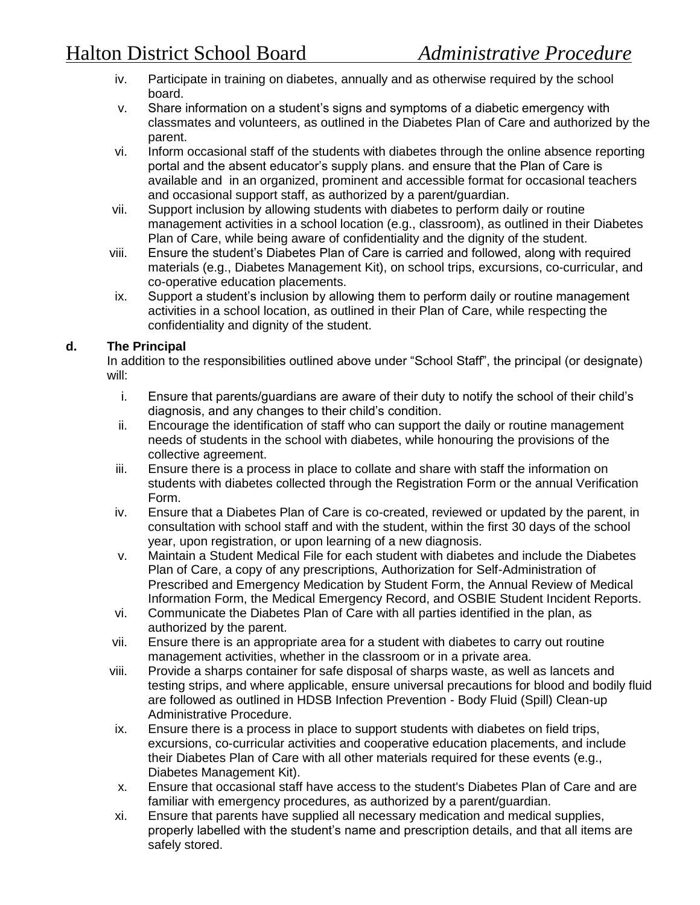iv. Participate in training on diabetes, annually and as otherwise required by the school board.

v. Share information on a student's signs and symptoms of a diabetic emergency with classmates and volunteers, as outlined in the Diabetes Plan of Care and authorized by the parent.

vi. Inform occasional staff of the students with diabetes through the online absence reporting portal and the absent educator's supply plans. and ensure that the Plan of Care is available and in an organized, prominent and accessible format for occasional teachers and occasional support staff, as authorized by a parent/guardian.

vii. Support inclusion by allowing students with diabetes to perform daily or routine management activities in a school location (e.g., classroom), as outlined in their Diabetes Plan of Care, while being aware of confidentiality and the dignity of the student.

viii. Ensure the student's Diabetes Plan of Care is carried and followed, along with required materials (e.g., Diabetes Management Kit), on school trips, excursions, co-curricular, and co-operative education placements.

ix. Support a student's inclusion by allowing them to perform daily or routine management activities in a school location, as outlined in their Plan of Care, while respecting the confidentiality and dignity of the student.

**d. The Principal**

In addition to the responsibilities outlined above under "School Staff", the principal (or designate) will:

i. Ensure that parents/guardians are aware of their duty to notify the school of their child's diagnosis, and any changes to their child's condition.

ii. Encourage the identification of staff who can support the daily or routine management needs of students in the school with diabetes, while honouring the provisions of the collective agreement.

iii. Ensure there is a process in place to collate and share with staff the information on students with diabetes collected through the Registration Form or the annual Verification Form.

iv. Ensure that a Diabetes Plan of Care is co-created, reviewed or updated by the parent, in consultation with school staff and with the student, within the first 30 days of the school year, upon registration, or upon learning of a new diagnosis.

v. Maintain a Student Medical File for each student with diabetes and include the Diabetes Plan of Care, a copy of any prescriptions, Authorization for Self-Administration of Prescribed and Emergency Medication by Student Form, the Annual Review of Medical Information Form, the Medical Emergency Record, and OSBIE Student Incident Reports.

vi. Communicate the Diabetes Plan of Care with all parties identified in the plan, as authorized by the parent.

vii. Ensure there is an appropriate area for a student with diabetes to carry out routine management activities, whether in the classroom or in a private area.

viii. Provide a sharps container for safe disposal of sharps waste, as well as lancets and testing strips, and where applicable, ensure universal precautions for blood and bodily fluid are followed as outlined in HDSB Infection Prevention - Body Fluid (Spill) Clean-up Administrative Procedure.

ix. Ensure there is a process in place to support students with diabetes on field trips, excursions, co-curricular activities and cooperative education placements, and include their Diabetes Plan of Care with all other materials required for these events (e.g., Diabetes Management Kit).

x. Ensure that occasional staff have access to the student's Diabetes Plan of Care and are familiar with emergency procedures, as authorized by a parent/guardian.

xi. Ensure that parents have supplied all necessary medication and medical supplies, properly labelled with the student's name and prescription details, and that all items are safely stored.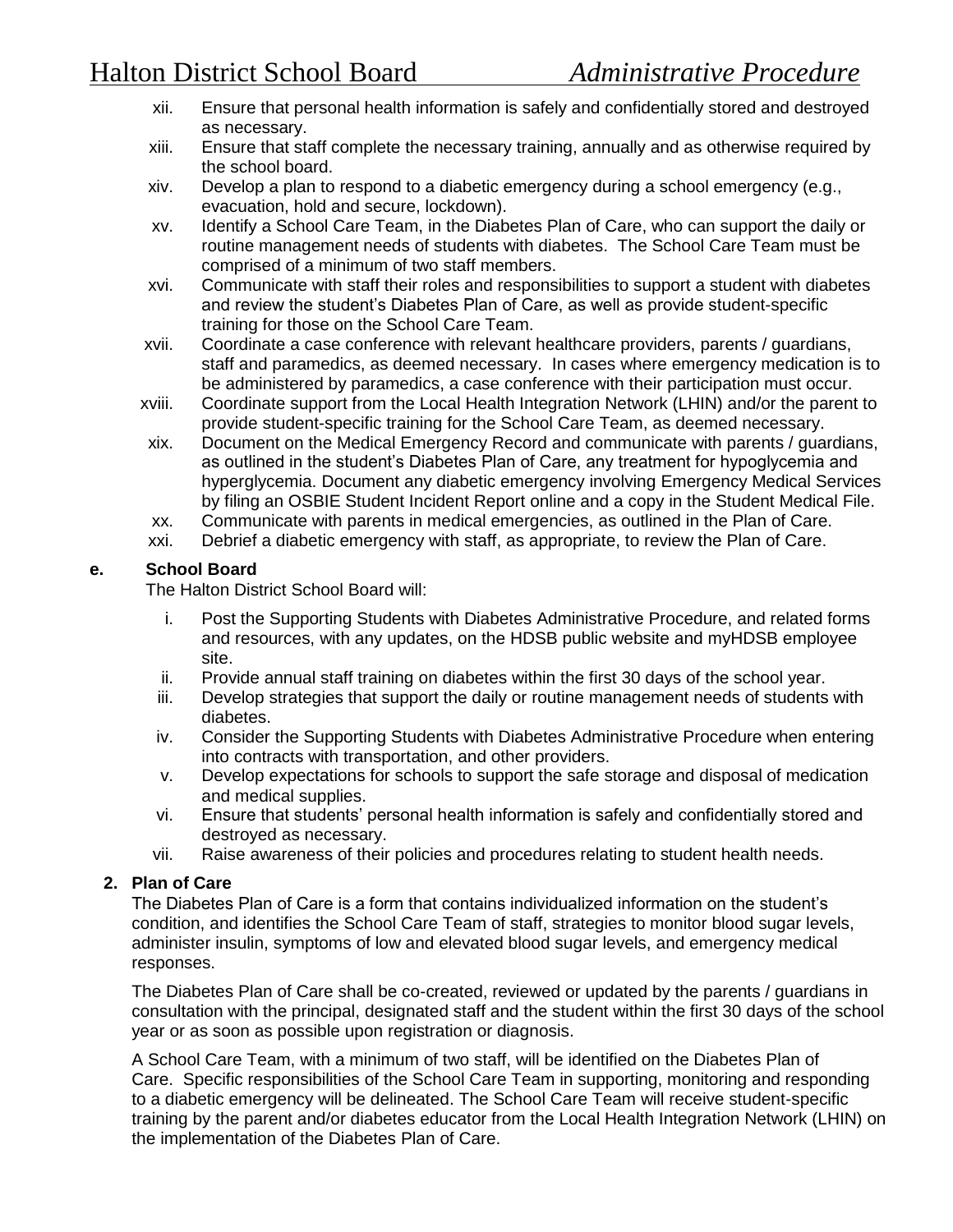xii. Ensure that personal health information is safely and confidentially stored and destroyed as necessary.
xiii. Ensure that staff complete the necessary training, annually and as otherwise required by the school board.
xiv. Develop a plan to respond to a diabetic emergency during a school emergency (e.g., evacuation, hold and secure, lockdown).
xv. Identify a School Care Team, in the Diabetes Plan of Care, who can support the daily or routine management needs of students with diabetes. The School Care Team must be comprised of a minimum of two staff members.
xvi. Communicate with staff their roles and responsibilities to support a student with diabetes and review the student's Diabetes Plan of Care, as well as provide student-specific training for those on the School Care Team.
xvii. Coordinate a case conference with relevant healthcare providers, parents / guardians, staff and paramedics, as deemed necessary. In cases where emergency medication is to be administered by paramedics, a case conference with their participation must occur.
xviii. Coordinate support from the Local Health Integration Network (LHIN) and/or the parent to provide student-specific training for the School Care Team, as deemed necessary.
xix. Document on the Medical Emergency Record and communicate with parents / guardians, as outlined in the student's Diabetes Plan of Care, any treatment for hypoglycemia and hyperglycemia. Document any diabetic emergency involving Emergency Medical Services by filing an OSBIE Student Incident Report online and a copy in the Student Medical File.
xx. Communicate with parents in medical emergencies, as outlined in the Plan of Care.
xxi. Debrief a diabetic emergency with staff, as appropriate, to review the Plan of Care.

**e. School Board**

The Halton District School Board will:

i. Post the Supporting Students with Diabetes Administrative Procedure, and related forms and resources, with any updates, on the HDSB public website and myHDSB employee site.
ii. Provide annual staff training on diabetes within the first 30 days of the school year.
iii. Develop strategies that support the daily or routine management needs of students with diabetes.
iv. Consider the Supporting Students with Diabetes Administrative Procedure when entering into contracts with transportation, and other providers.
v. Develop expectations for schools to support the safe storage and disposal of medication and medical supplies.
vi. Ensure that students' personal health information is safely and confidentially stored and destroyed as necessary.
vii. Raise awareness of their policies and procedures relating to student health needs.

**2. Plan of Care**

The Diabetes Plan of Care is a form that contains individualized information on the student's condition, and identifies the School Care Team of staff, strategies to monitor blood sugar levels, administer insulin, symptoms of low and elevated blood sugar levels, and emergency medical responses.

The Diabetes Plan of Care shall be co-created, reviewed or updated by the parents / guardians in consultation with the principal, designated staff and the student within the first 30 days of the school year or as soon as possible upon registration or diagnosis.

A School Care Team, with a minimum of two staff, will be identified on the Diabetes Plan of Care. Specific responsibilities of the School Care Team in supporting, monitoring and responding to a diabetic emergency will be delineated. The School Care Team will receive student-specific training by the parent and/or diabetes educator from the Local Health Integration Network (LHIN) on the implementation of the Diabetes Plan of Care.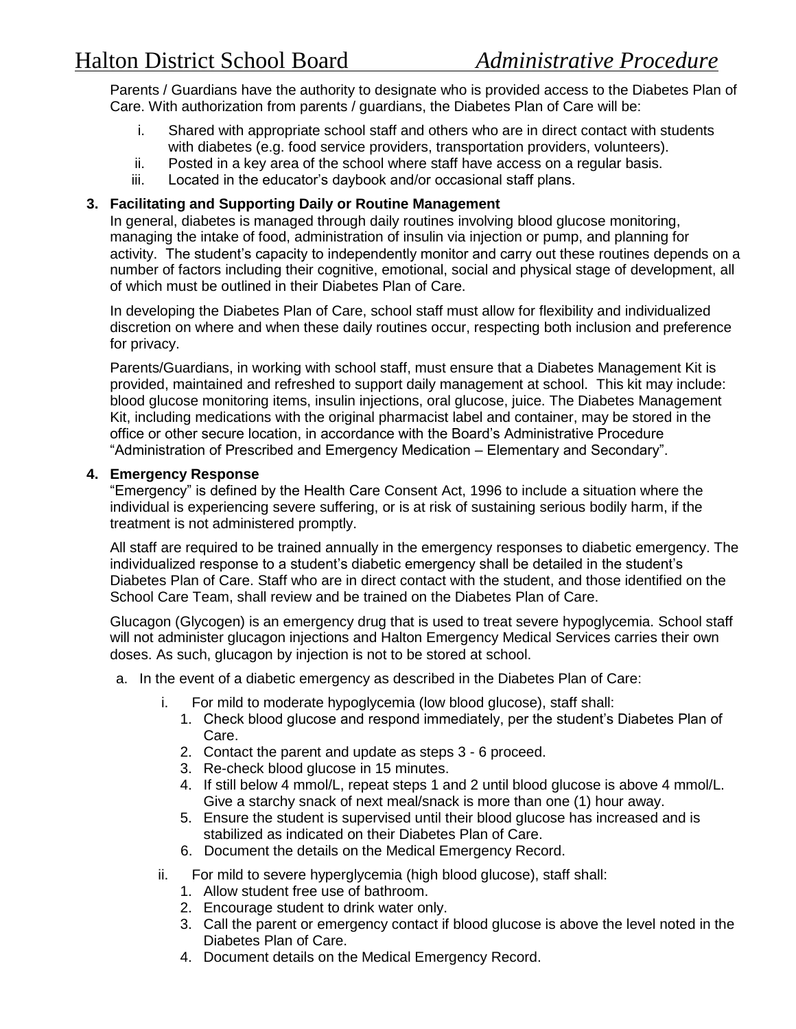Parents / Guardians have the authority to designate who is provided access to the Diabetes Plan of Care. With authorization from parents / guardians, the Diabetes Plan of Care will be:

i. Shared with appropriate school staff and others who are in direct contact with students with diabetes (e.g. food service providers, transportation providers, volunteers).
ii. Posted in a key area of the school where staff have access on a regular basis.
iii. Located in the educator's daybook and/or occasional staff plans.

**3. Facilitating and Supporting Daily or Routine Management**

In general, diabetes is managed through daily routines involving blood glucose monitoring, managing the intake of food, administration of insulin via injection or pump, and planning for activity. The student's capacity to independently monitor and carry out these routines depends on a number of factors including their cognitive, emotional, social and physical stage of development, all of which must be outlined in their Diabetes Plan of Care.

In developing the Diabetes Plan of Care, school staff must allow for flexibility and individualized discretion on where and when these daily routines occur, respecting both inclusion and preference for privacy.

Parents/Guardians, in working with school staff, must ensure that a Diabetes Management Kit is provided, maintained and refreshed to support daily management at school. This kit may include: blood glucose monitoring items, insulin injections, oral glucose, juice. The Diabetes Management Kit, including medications with the original pharmacist label and container, may be stored in the office or other secure location, in accordance with the Board's Administrative Procedure "Administration of Prescribed and Emergency Medication – Elementary and Secondary".

**4. Emergency Response**

"Emergency" is defined by the Health Care Consent Act, 1996 to include a situation where the individual is experiencing severe suffering, or is at risk of sustaining serious bodily harm, if the treatment is not administered promptly.

All staff are required to be trained annually in the emergency responses to diabetic emergency. The individualized response to a student's diabetic emergency shall be detailed in the student's Diabetes Plan of Care. Staff who are in direct contact with the student, and those identified on the School Care Team, shall review and be trained on the Diabetes Plan of Care.

Glucagon (Glycogen) is an emergency drug that is used to treat severe hypoglycemia. School staff will not administer glucagon injections and Halton Emergency Medical Services carries their own doses. As such, glucagon by injection is not to be stored at school.

a. In the event of a diabetic emergency as described in the Diabetes Plan of Care:

   i. For mild to moderate hypoglycemia (low blood glucose), staff shall:
      1. Check blood glucose and respond immediately, per the student's Diabetes Plan of Care.
      2. Contact the parent and update as steps 3 - 6 proceed.
      3. Re-check blood glucose in 15 minutes.
      4. If still below 4 mmol/L, repeat steps 1 and 2 until blood glucose is above 4 mmol/L. Give a starchy snack of next meal/snack is more than one (1) hour away.
      5. Ensure the student is supervised until their blood glucose has increased and is stabilized as indicated on their Diabetes Plan of Care.
      6. Document the details on the Medical Emergency Record.

   ii. For mild to severe hyperglycemia (high blood glucose), staff shall:
      1. Allow student free use of bathroom.
      2. Encourage student to drink water only.
      3. Call the parent or emergency contact if blood glucose is above the level noted in the Diabetes Plan of Care.
      4. Document details on the Medical Emergency Record.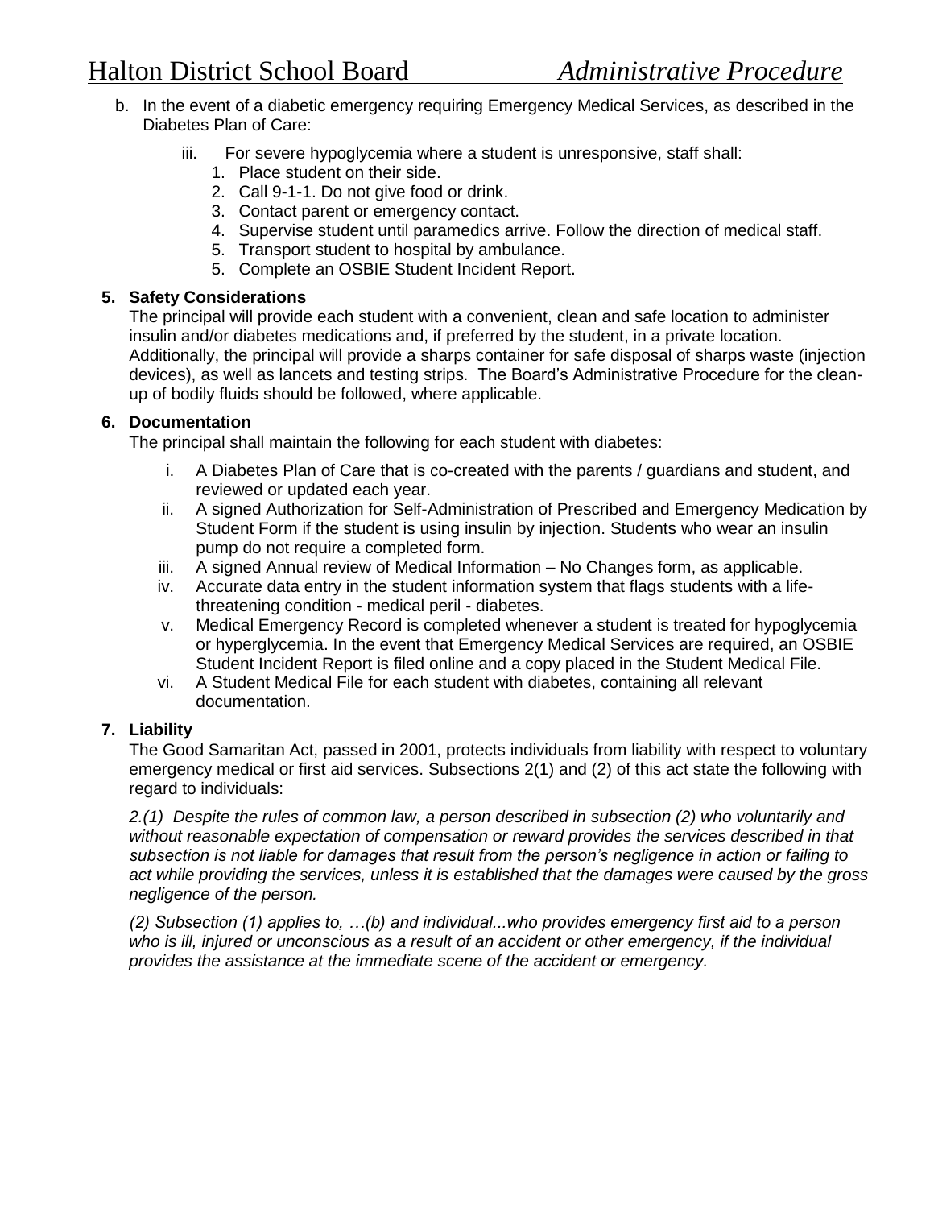b. In the event of a diabetic emergency requiring Emergency Medical Services, as described in the Diabetes Plan of Care:

   iii. For severe hypoglycemia where a student is unresponsive, staff shall:
      1. Place student on their side.
      2. Call 9-1-1. Do not give food or drink.
      3. Contact parent or emergency contact.
      4. Supervise student until paramedics arrive. Follow the direction of medical staff.
      5. Transport student to hospital by ambulance.
      5. Complete an OSBIE Student Incident Report.

**5. Safety Considerations**

The principal will provide each student with a convenient, clean and safe location to administer insulin and/or diabetes medications and, if preferred by the student, in a private location. Additionally, the principal will provide a sharps container for safe disposal of sharps waste (injection devices), as well as lancets and testing strips. The Board's Administrative Procedure for the clean-up of bodily fluids should be followed, where applicable.

**6. Documentation**

The principal shall maintain the following for each student with diabetes:

i. A Diabetes Plan of Care that is co-created with the parents / guardians and student, and reviewed or updated each year.
ii. A signed Authorization for Self-Administration of Prescribed and Emergency Medication by Student Form if the student is using insulin by injection. Students who wear an insulin pump do not require a completed form.
iii. A signed Annual review of Medical Information – No Changes form, as applicable.
iv. Accurate data entry in the student information system that flags students with a life-threatening condition - medical peril - diabetes.
v. Medical Emergency Record is completed whenever a student is treated for hypoglycemia or hyperglycemia. In the event that Emergency Medical Services are required, an OSBIE Student Incident Report is filed online and a copy placed in the Student Medical File.
vi. A Student Medical File for each student with diabetes, containing all relevant documentation.

**7. Liability**

The Good Samaritan Act, passed in 2001, protects individuals from liability with respect to voluntary emergency medical or first aid services. Subsections 2(1) and (2) of this act state the following with regard to individuals:

*2.(1) Despite the rules of common law, a person described in subsection (2) who voluntarily and without reasonable expectation of compensation or reward provides the services described in that subsection is not liable for damages that result from the person's negligence in action or failing to act while providing the services, unless it is established that the damages were caused by the gross negligence of the person.*

*(2) Subsection (1) applies to, …(b) and individual...who provides emergency first aid to a person who is ill, injured or unconscious as a result of an accident or other emergency, if the individual provides the assistance at the immediate scene of the accident or emergency.*